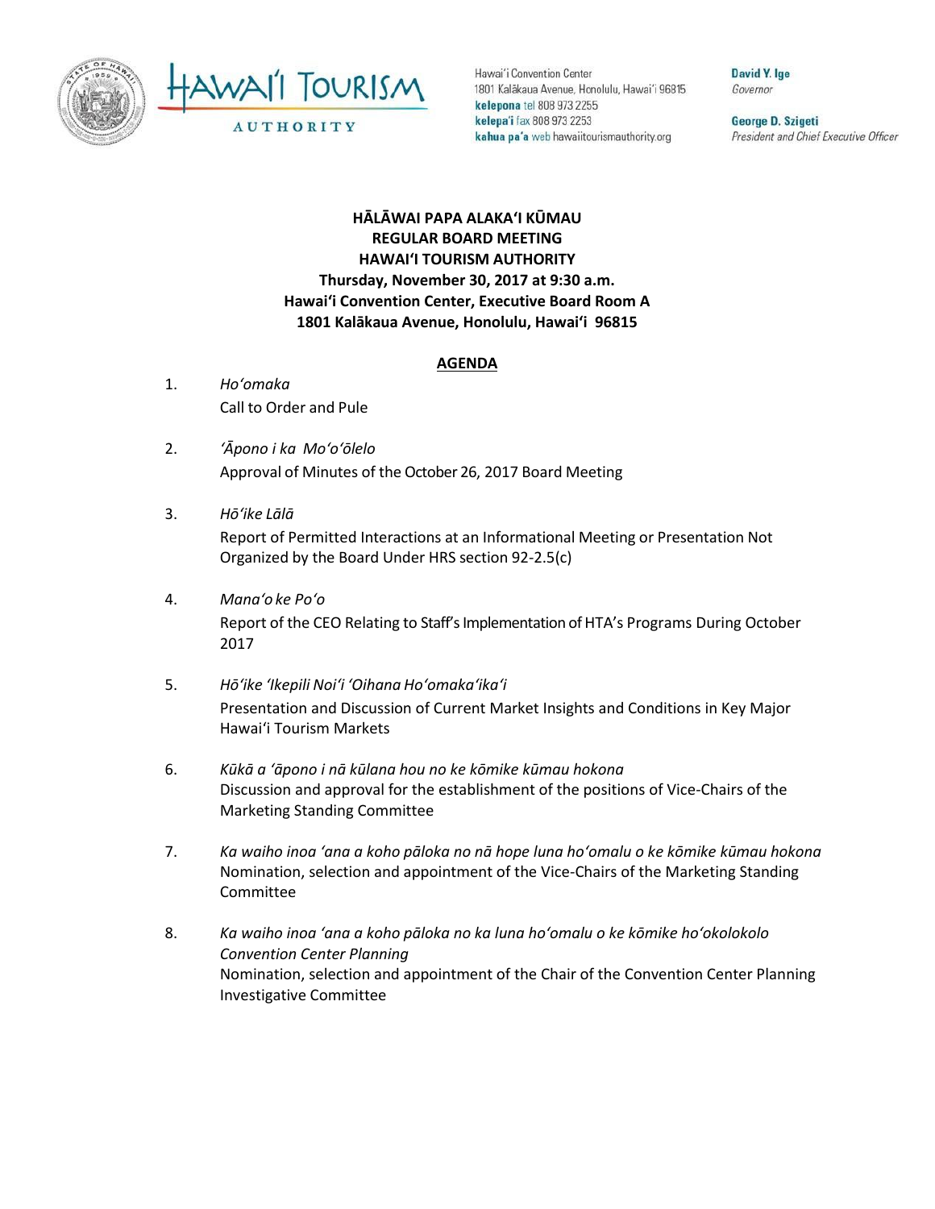Hawai'i Convention Center
1801 Kalākaua Avenue, Honolulu, Hawai'i 96815
**kelepona** tel 808 973 2255
**kelepa'i** fax 808 973 2253
**kahua pa'a** web hawaiitourismauthority.org

**David Y. Ige**
*Governor*

**George D. Szigeti**
*President and Chief Executive Officer*

**HĀLĀWAI PAPA ALAKAʻI KŪMAU**
**REGULAR BOARD MEETING**
**HAWAIʻI TOURISM AUTHORITY**
**Thursday, November 30, 2017 at 9:30 a.m.**
**Hawaiʻi Convention Center, Executive Board Room A**
**1801 Kalākaua Avenue, Honolulu, Hawaiʻi 96815**

## AGENDA

1. *Hoʻomaka*
   Call to Order and Pule

2. *ʻĀpono i ka Moʻoʻōlelo*
   Approval of Minutes of the October 26, 2017 Board Meeting

3. *Hōʻike Lālā*
   Report of Permitted Interactions at an Informational Meeting or Presentation Not Organized by the Board Under HRS section 92-2.5(c)

4. *Manaʻo ke Poʻo*
   Report of the CEO Relating to Staff's Implementation of HTA's Programs During October 2017

5. *Hōʻike ʻIkepili Noiʻi ʻOihana Hoʻomakaʻikaʻi*
   Presentation and Discussion of Current Market Insights and Conditions in Key Major Hawaiʻi Tourism Markets

6. *Kūkā a ʻāpono i nā kūlana hou no ke kōmike kūmau hokona*
   Discussion and approval for the establishment of the positions of Vice-Chairs of the Marketing Standing Committee

7. *Ka waiho inoa ʻana a koho pāloka no nā hope luna hoʻomalu o ke kōmike kūmau hokona*
   Nomination, selection and appointment of the Vice-Chairs of the Marketing Standing Committee

8. *Ka waiho inoa ʻana a koho pāloka no ka luna hoʻomalu o ke kōmike hoʻokolokolo Convention Center Planning*
   Nomination, selection and appointment of the Chair of the Convention Center Planning Investigative Committee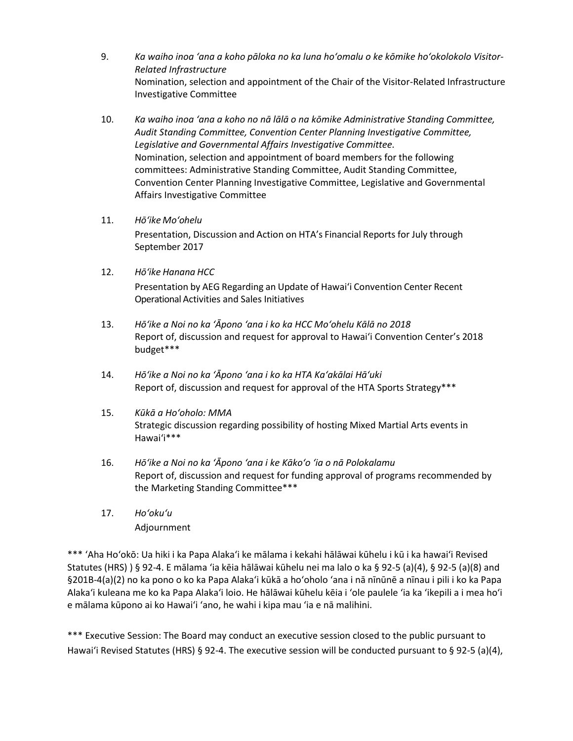9. *Ka waiho inoa ʻana a koho pāloka no ka luna hoʻomalu o ke kōmike hoʻokolokolo Visitor-Related Infrastructure*
   Nomination, selection and appointment of the Chair of the Visitor-Related Infrastructure Investigative Committee

10. *Ka waiho inoa ʻana a koho no nā lālā o na kōmike Administrative Standing Committee, Audit Standing Committee, Convention Center Planning Investigative Committee, Legislative and Governmental Affairs Investigative Committee.*
    Nomination, selection and appointment of board members for the following committees: Administrative Standing Committee, Audit Standing Committee, Convention Center Planning Investigative Committee, Legislative and Governmental Affairs Investigative Committee

11. *Hōʻike Moʻohelu*
    Presentation, Discussion and Action on HTA's Financial Reports for July through September 2017

12. *Hōʻike Hanana HCC*
    Presentation by AEG Regarding an Update of Hawaiʻi Convention Center Recent Operational Activities and Sales Initiatives

13. *Hōʻike a Noi no ka ʻĀpono ʻana i ko ka HCC Moʻohelu Kālā no 2018*
    Report of, discussion and request for approval to Hawaiʻi Convention Center's 2018 budget***

14. *Hōʻike a Noi no ka ʻĀpono ʻana i ko ka HTA Kaʻakālai Hāʻuki*
    Report of, discussion and request for approval of the HTA Sports Strategy***

15. *Kūkā a Hoʻoholo: MMA*
    Strategic discussion regarding possibility of hosting Mixed Martial Arts events in Hawaiʻi***

16. *Hōʻike a Noi no ka ʻĀpono ʻana i ke Kākoʻo ʻia o nā Polokalamu*
    Report of, discussion and request for funding approval of programs recommended by the Marketing Standing Committee***

17. *Hoʻokuʻu*
    Adjournment

*** ʻAha Hoʻokō: Ua hiki i ka Papa Alakaʻi ke mālama i kekahi hālāwai kūhelu i kū i ka hawaiʻi Revised Statutes (HRS) ) § 92-4. E mālama ʻia kēia hālāwai kūhelu nei ma lalo o ka § 92-5 (a)(4), § 92-5 (a)(8) and §201B-4(a)(2) no ka pono o ko ka Papa Alakaʻi kūkā a hoʻoholo ʻana i nā nīnūnē a nīnau i pili i ko ka Papa Alakaʻi kuleana me ko ka Papa Alakaʻi loio. He hālāwai kūhelu kēia i ʻole paulele ʻia ka ʻikepili a i mea hoʻi e mālama kūpono ai ko Hawaiʻi ʻano, he wahi i kipa mau ʻia e nā malihini.

*** Executive Session: The Board may conduct an executive session closed to the public pursuant to Hawaiʻi Revised Statutes (HRS) § 92-4. The executive session will be conducted pursuant to § 92-5 (a)(4),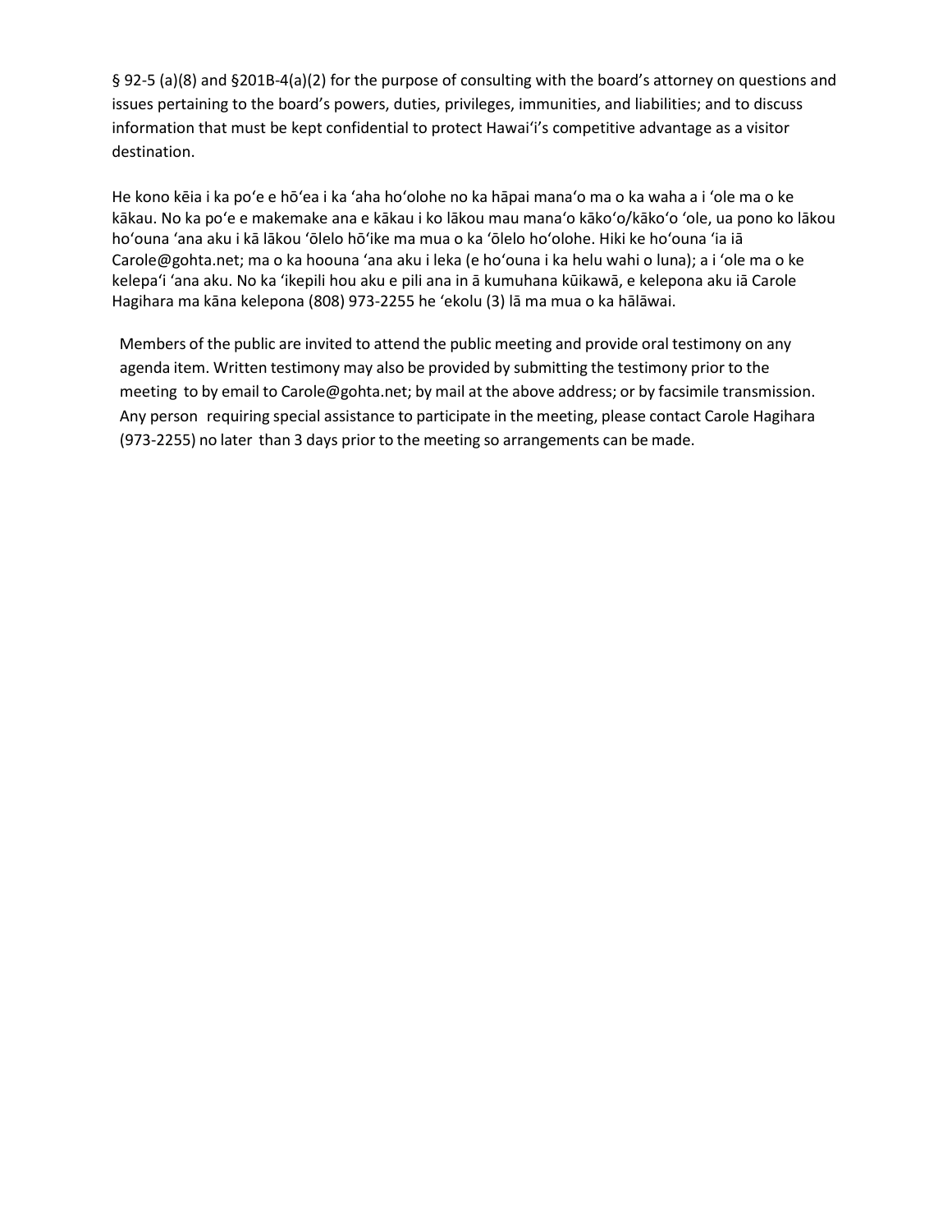§ 92-5 (a)(8) and §201B-4(a)(2) for the purpose of consulting with the board's attorney on questions and issues pertaining to the board's powers, duties, privileges, immunities, and liabilities; and to discuss information that must be kept confidential to protect Hawaiʻi's competitive advantage as a visitor destination.

He kono kēia i ka poʻe e hōʻea i ka ʻaha hoʻolohe no ka hāpai manaʻo ma o ka waha a i ʻole ma o ke kākau. No ka poʻe e makemake ana e kākau i ko lākou mau manaʻo kākoʻo/kākoʻo ʻole, ua pono ko lākou hoʻouna ʻana aku i kā lākou ʻōlelo hōʻike ma mua o ka ʻōlelo hoʻolohe. Hiki ke hoʻouna ʻia iā Carole@gohta.net; ma o ka hoouna ʻana aku i leka (e hoʻouna i ka helu wahi o luna); a i ʻole ma o ke kelepaʻi ʻana aku. No ka ʻikepili hou aku e pili ana in ā kumuhana kūikawā, e kelepona aku iā Carole Hagihara ma kāna kelepona (808) 973-2255 he ʻekolu (3) lā ma mua o ka hālāwai.

Members of the public are invited to attend the public meeting and provide oral testimony on any agenda item. Written testimony may also be provided by submitting the testimony prior to the meeting to by email to Carole@gohta.net; by mail at the above address; or by facsimile transmission. Any person requiring special assistance to participate in the meeting, please contact Carole Hagihara (973-2255) no later than 3 days prior to the meeting so arrangements can be made.